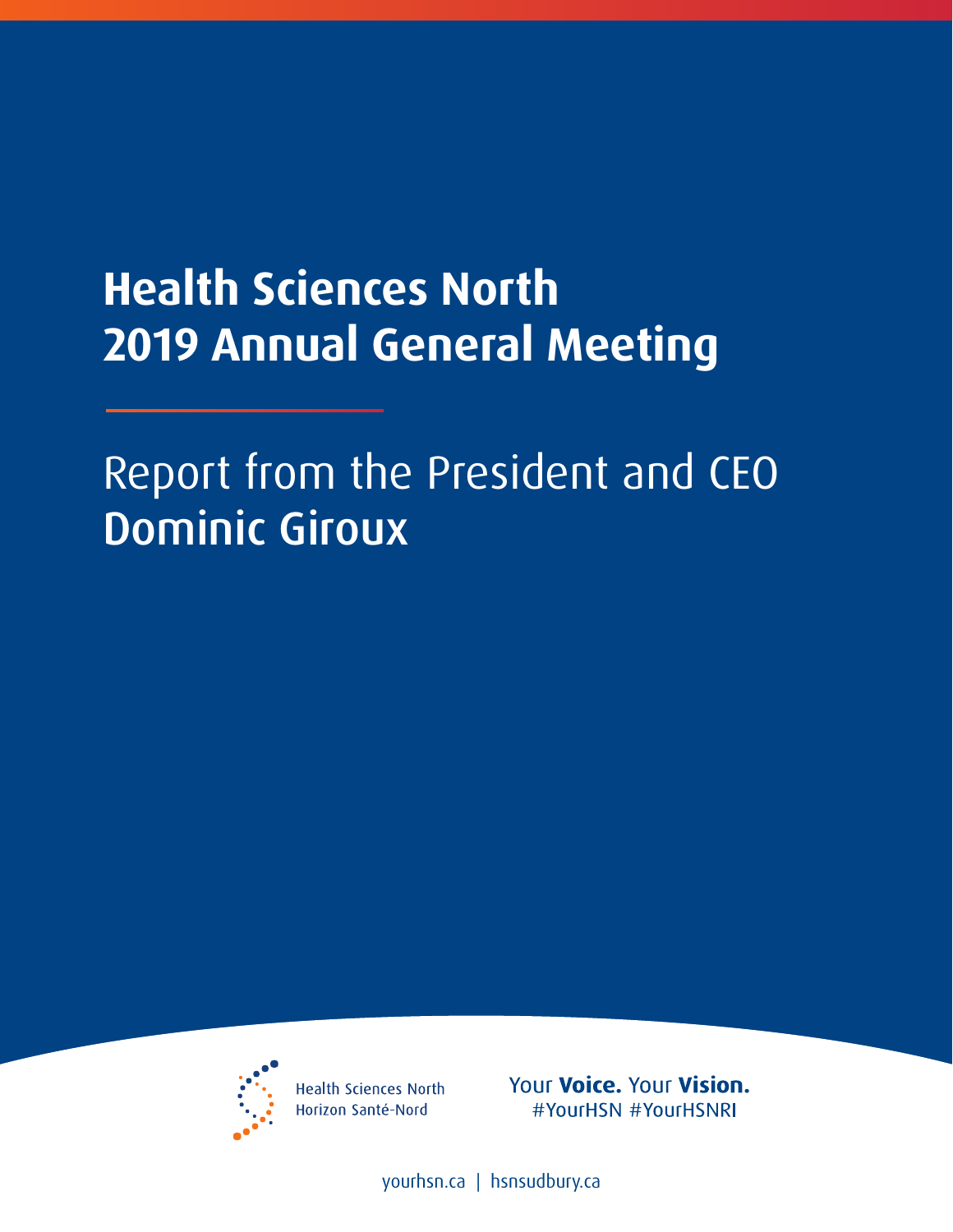# Health Sciences North 2019 Annual General Meeting

## Report from the President and CEO **Dominic Giroux**

Health Sciences North
Horizon Santé-Nord

Your **Voice.** Your **Vision.**
#YourHSN #YourHSNRI

yourhsn.ca | hsnsudbury.ca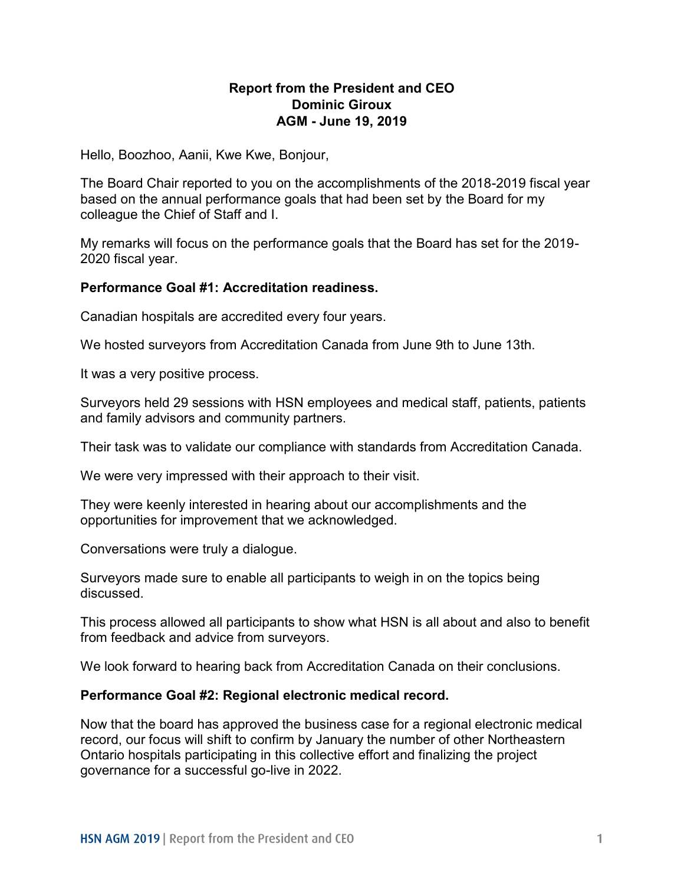**Report from the President and CEO**
**Dominic Giroux**
**AGM - June 19, 2019**

Hello, Boozhoo, Aanii, Kwe Kwe, Bonjour,

The Board Chair reported to you on the accomplishments of the 2018-2019 fiscal year based on the annual performance goals that had been set by the Board for my colleague the Chief of Staff and I.

My remarks will focus on the performance goals that the Board has set for the 2019-2020 fiscal year.

**Performance Goal #1: Accreditation readiness.**

Canadian hospitals are accredited every four years.

We hosted surveyors from Accreditation Canada from June 9th to June 13th.

It was a very positive process.

Surveyors held 29 sessions with HSN employees and medical staff, patients, patients and family advisors and community partners.

Their task was to validate our compliance with standards from Accreditation Canada.

We were very impressed with their approach to their visit.

They were keenly interested in hearing about our accomplishments and the opportunities for improvement that we acknowledged.

Conversations were truly a dialogue.

Surveyors made sure to enable all participants to weigh in on the topics being discussed.

This process allowed all participants to show what HSN is all about and also to benefit from feedback and advice from surveyors.

We look forward to hearing back from Accreditation Canada on their conclusions.

**Performance Goal #2: Regional electronic medical record.**

Now that the board has approved the business case for a regional electronic medical record, our focus will shift to confirm by January the number of other Northeastern Ontario hospitals participating in this collective effort and finalizing the project governance for a successful go-live in 2022.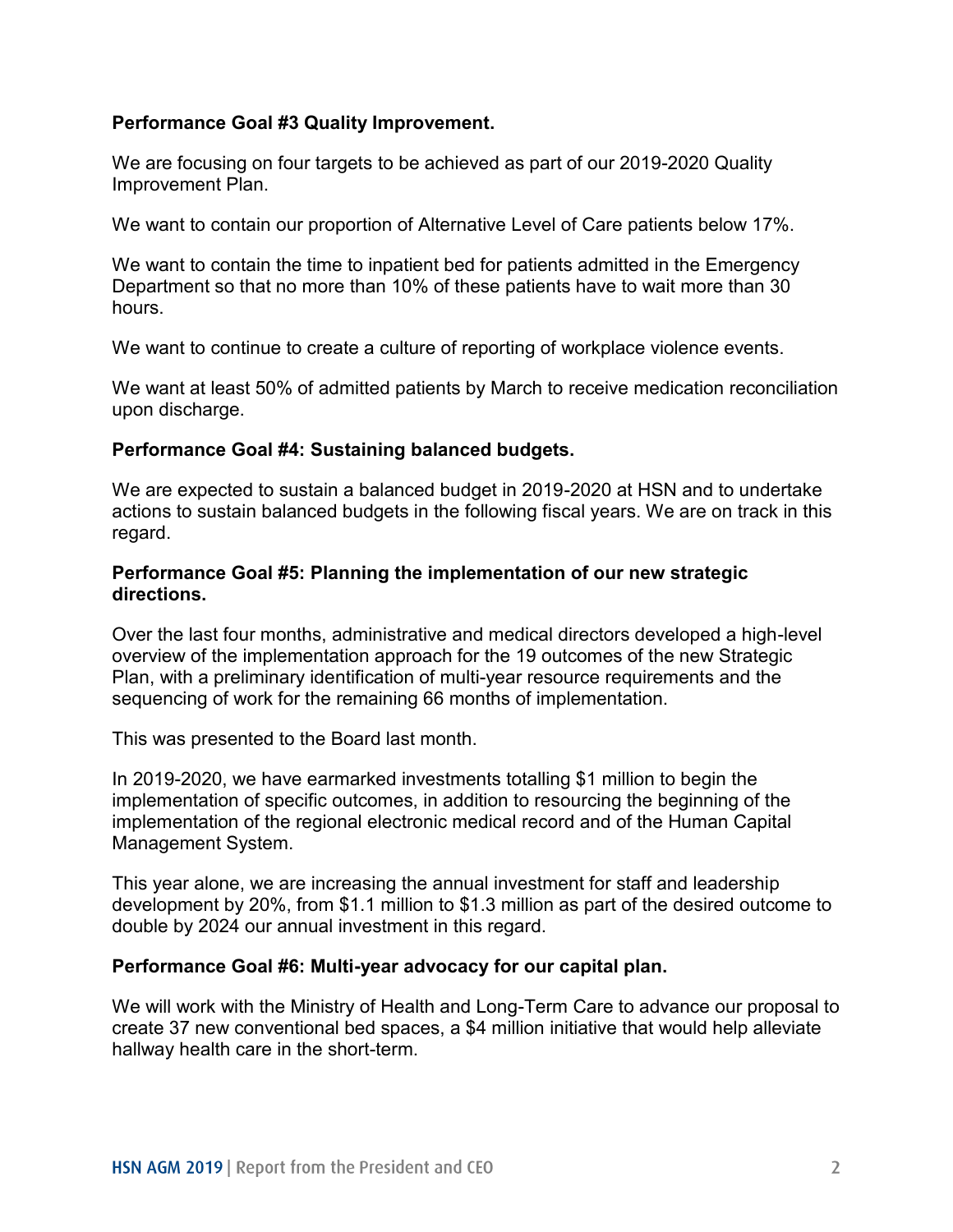**Performance Goal #3 Quality Improvement.**

We are focusing on four targets to be achieved as part of our 2019-2020 Quality Improvement Plan.

We want to contain our proportion of Alternative Level of Care patients below 17%.

We want to contain the time to inpatient bed for patients admitted in the Emergency Department so that no more than 10% of these patients have to wait more than 30 hours.

We want to continue to create a culture of reporting of workplace violence events.

We want at least 50% of admitted patients by March to receive medication reconciliation upon discharge.

**Performance Goal #4: Sustaining balanced budgets.**

We are expected to sustain a balanced budget in 2019-2020 at HSN and to undertake actions to sustain balanced budgets in the following fiscal years. We are on track in this regard.

**Performance Goal #5: Planning the implementation of our new strategic directions.**

Over the last four months, administrative and medical directors developed a high-level overview of the implementation approach for the 19 outcomes of the new Strategic Plan, with a preliminary identification of multi-year resource requirements and the sequencing of work for the remaining 66 months of implementation.

This was presented to the Board last month.

In 2019-2020, we have earmarked investments totalling $1 million to begin the implementation of specific outcomes, in addition to resourcing the beginning of the implementation of the regional electronic medical record and of the Human Capital Management System.

This year alone, we are increasing the annual investment for staff and leadership development by 20%, from $1.1 million to $1.3 million as part of the desired outcome to double by 2024 our annual investment in this regard.

**Performance Goal #6: Multi-year advocacy for our capital plan.**

We will work with the Ministry of Health and Long-Term Care to advance our proposal to create 37 new conventional bed spaces, a $4 million initiative that would help alleviate hallway health care in the short-term.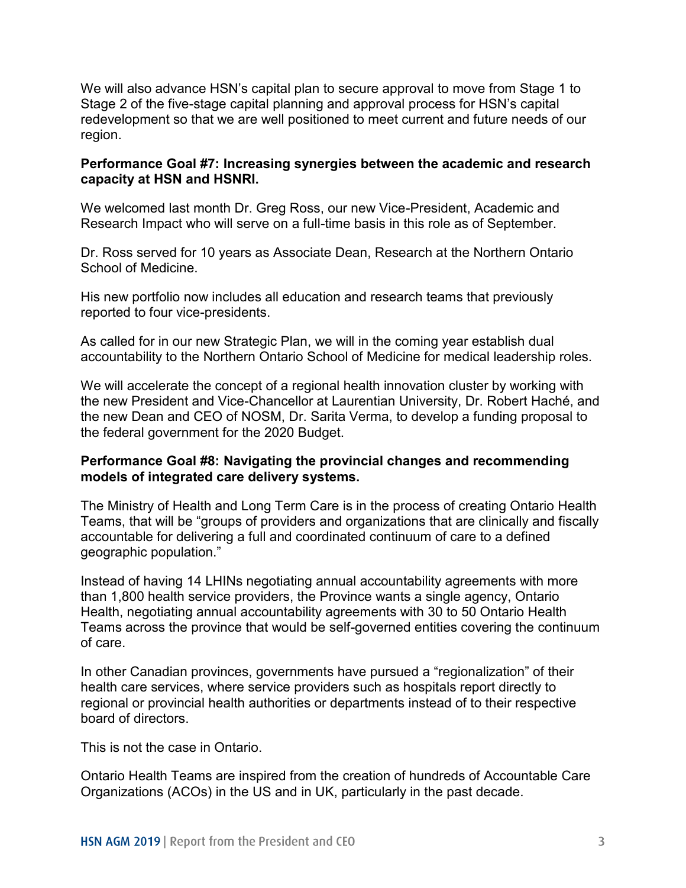We will also advance HSN's capital plan to secure approval to move from Stage 1 to Stage 2 of the five-stage capital planning and approval process for HSN's capital redevelopment so that we are well positioned to meet current and future needs of our region.

**Performance Goal #7: Increasing synergies between the academic and research capacity at HSN and HSNRI.**

We welcomed last month Dr. Greg Ross, our new Vice-President, Academic and Research Impact who will serve on a full-time basis in this role as of September.

Dr. Ross served for 10 years as Associate Dean, Research at the Northern Ontario School of Medicine.

His new portfolio now includes all education and research teams that previously reported to four vice-presidents.

As called for in our new Strategic Plan, we will in the coming year establish dual accountability to the Northern Ontario School of Medicine for medical leadership roles.

We will accelerate the concept of a regional health innovation cluster by working with the new President and Vice-Chancellor at Laurentian University, Dr. Robert Haché, and the new Dean and CEO of NOSM, Dr. Sarita Verma, to develop a funding proposal to the federal government for the 2020 Budget.

**Performance Goal #8: Navigating the provincial changes and recommending models of integrated care delivery systems.**

The Ministry of Health and Long Term Care is in the process of creating Ontario Health Teams, that will be "groups of providers and organizations that are clinically and fiscally accountable for delivering a full and coordinated continuum of care to a defined geographic population."

Instead of having 14 LHINs negotiating annual accountability agreements with more than 1,800 health service providers, the Province wants a single agency, Ontario Health, negotiating annual accountability agreements with 30 to 50 Ontario Health Teams across the province that would be self-governed entities covering the continuum of care.

In other Canadian provinces, governments have pursued a "regionalization" of their health care services, where service providers such as hospitals report directly to regional or provincial health authorities or departments instead of to their respective board of directors.

This is not the case in Ontario.

Ontario Health Teams are inspired from the creation of hundreds of Accountable Care Organizations (ACOs) in the US and in UK, particularly in the past decade.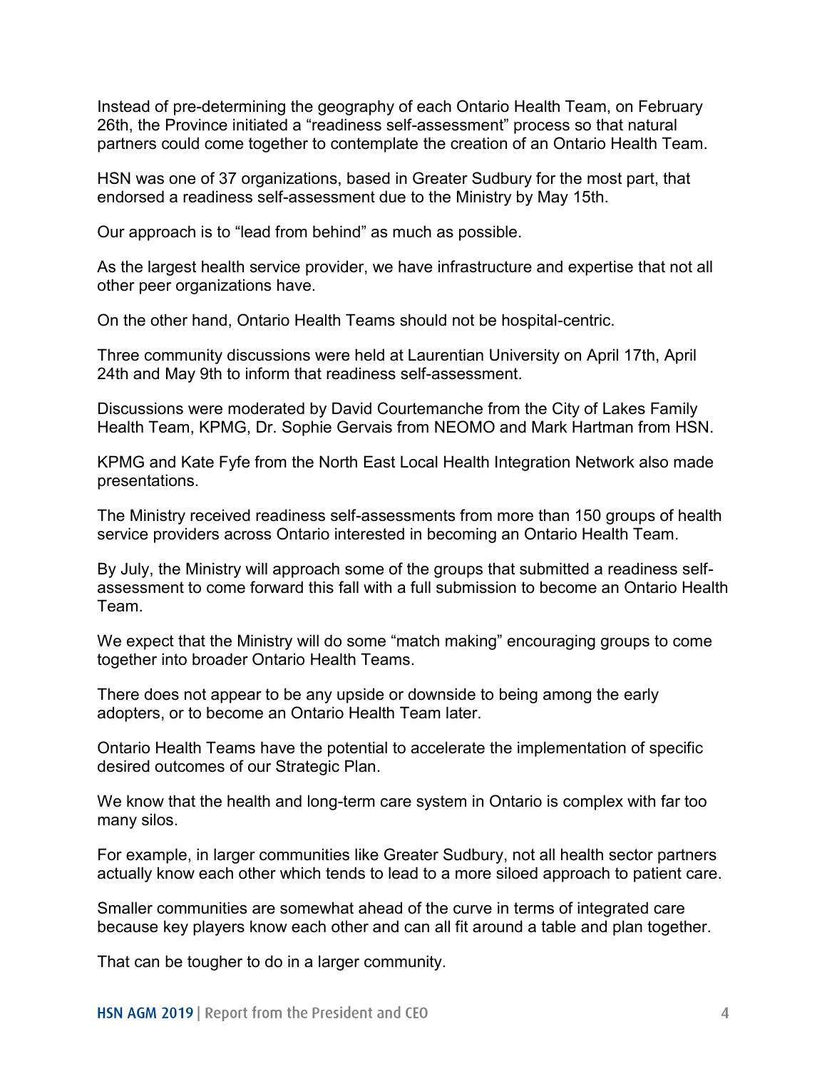Instead of pre-determining the geography of each Ontario Health Team, on February 26th, the Province initiated a “readiness self-assessment” process so that natural partners could come together to contemplate the creation of an Ontario Health Team.

HSN was one of 37 organizations, based in Greater Sudbury for the most part, that endorsed a readiness self-assessment due to the Ministry by May 15th.

Our approach is to “lead from behind” as much as possible.

As the largest health service provider, we have infrastructure and expertise that not all other peer organizations have.

On the other hand, Ontario Health Teams should not be hospital-centric.

Three community discussions were held at Laurentian University on April 17th, April 24th and May 9th to inform that readiness self-assessment.

Discussions were moderated by David Courtemanche from the City of Lakes Family Health Team, KPMG, Dr. Sophie Gervais from NEOMO and Mark Hartman from HSN.

KPMG and Kate Fyfe from the North East Local Health Integration Network also made presentations.

The Ministry received readiness self-assessments from more than 150 groups of health service providers across Ontario interested in becoming an Ontario Health Team.

By July, the Ministry will approach some of the groups that submitted a readiness self-assessment to come forward this fall with a full submission to become an Ontario Health Team.

We expect that the Ministry will do some “match making” encouraging groups to come together into broader Ontario Health Teams.

There does not appear to be any upside or downside to being among the early adopters, or to become an Ontario Health Team later.

Ontario Health Teams have the potential to accelerate the implementation of specific desired outcomes of our Strategic Plan.

We know that the health and long-term care system in Ontario is complex with far too many silos.

For example, in larger communities like Greater Sudbury, not all health sector partners actually know each other which tends to lead to a more siloed approach to patient care.

Smaller communities are somewhat ahead of the curve in terms of integrated care because key players know each other and can all fit around a table and plan together.

That can be tougher to do in a larger community.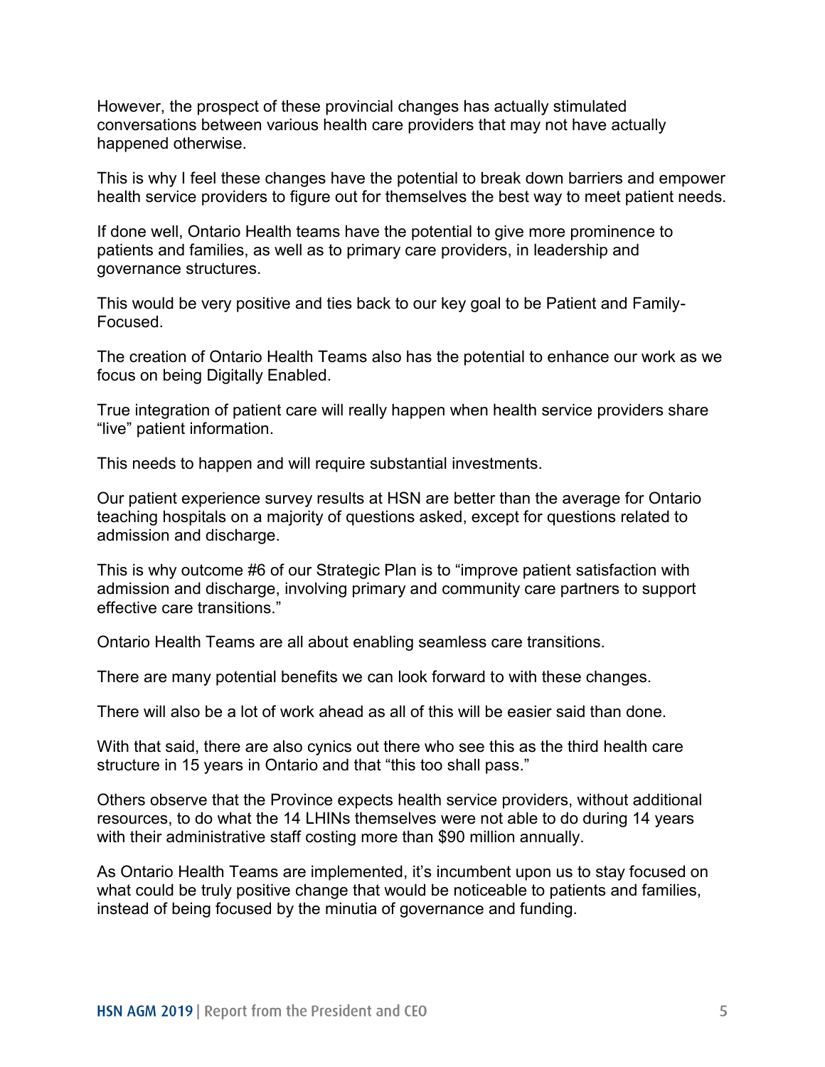However, the prospect of these provincial changes has actually stimulated conversations between various health care providers that may not have actually happened otherwise.

This is why I feel these changes have the potential to break down barriers and empower health service providers to figure out for themselves the best way to meet patient needs.

If done well, Ontario Health teams have the potential to give more prominence to patients and families, as well as to primary care providers, in leadership and governance structures.

This would be very positive and ties back to our key goal to be Patient and Family-Focused.

The creation of Ontario Health Teams also has the potential to enhance our work as we focus on being Digitally Enabled.

True integration of patient care will really happen when health service providers share "live" patient information.

This needs to happen and will require substantial investments.

Our patient experience survey results at HSN are better than the average for Ontario teaching hospitals on a majority of questions asked, except for questions related to admission and discharge.

This is why outcome #6 of our Strategic Plan is to "improve patient satisfaction with admission and discharge, involving primary and community care partners to support effective care transitions."

Ontario Health Teams are all about enabling seamless care transitions.

There are many potential benefits we can look forward to with these changes.

There will also be a lot of work ahead as all of this will be easier said than done.

With that said, there are also cynics out there who see this as the third health care structure in 15 years in Ontario and that "this too shall pass."

Others observe that the Province expects health service providers, without additional resources, to do what the 14 LHINs themselves were not able to do during 14 years with their administrative staff costing more than $90 million annually.

As Ontario Health Teams are implemented, it's incumbent upon us to stay focused on what could be truly positive change that would be noticeable to patients and families, instead of being focused by the minutia of governance and funding.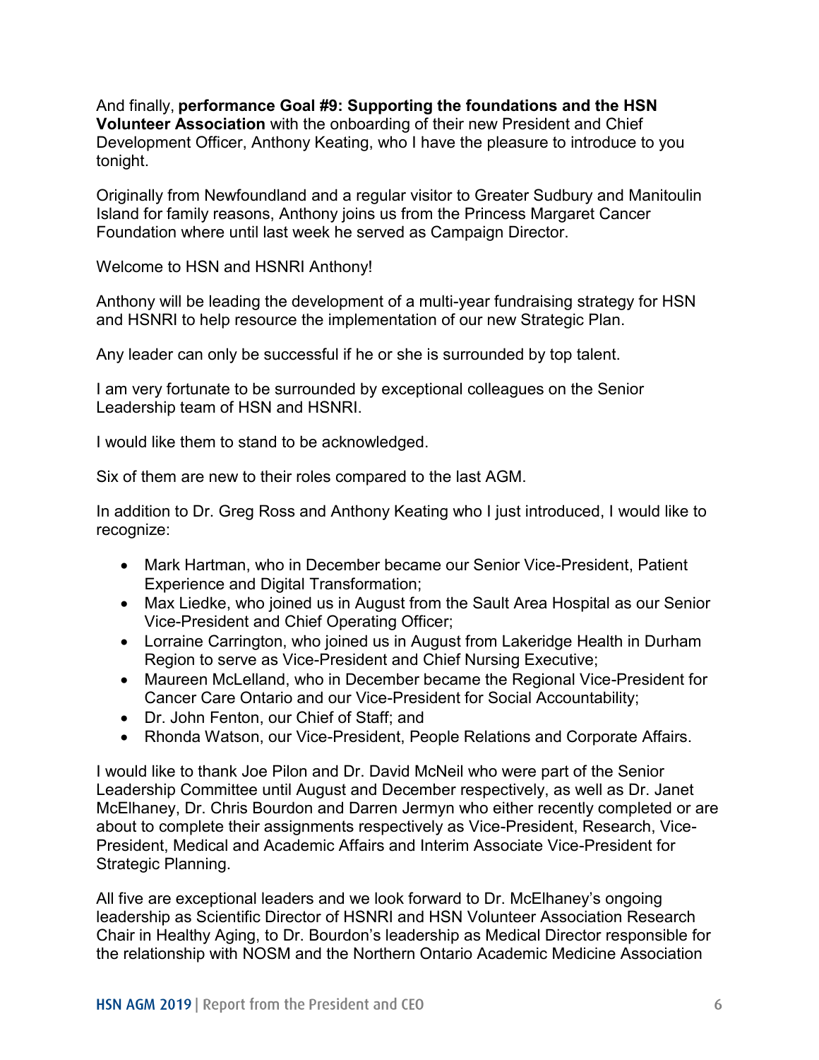And finally, **performance Goal #9: Supporting the foundations and the HSN Volunteer Association** with the onboarding of their new President and Chief Development Officer, Anthony Keating, who I have the pleasure to introduce to you tonight.

Originally from Newfoundland and a regular visitor to Greater Sudbury and Manitoulin Island for family reasons, Anthony joins us from the Princess Margaret Cancer Foundation where until last week he served as Campaign Director.

Welcome to HSN and HSNRI Anthony!

Anthony will be leading the development of a multi-year fundraising strategy for HSN and HSNRI to help resource the implementation of our new Strategic Plan.

Any leader can only be successful if he or she is surrounded by top talent.

I am very fortunate to be surrounded by exceptional colleagues on the Senior Leadership team of HSN and HSNRI.

I would like them to stand to be acknowledged.

Six of them are new to their roles compared to the last AGM.

In addition to Dr. Greg Ross and Anthony Keating who I just introduced, I would like to recognize:

- Mark Hartman, who in December became our Senior Vice-President, Patient Experience and Digital Transformation;
- Max Liedke, who joined us in August from the Sault Area Hospital as our Senior Vice-President and Chief Operating Officer;
- Lorraine Carrington, who joined us in August from Lakeridge Health in Durham Region to serve as Vice-President and Chief Nursing Executive;
- Maureen McLelland, who in December became the Regional Vice-President for Cancer Care Ontario and our Vice-President for Social Accountability;
- Dr. John Fenton, our Chief of Staff; and
- Rhonda Watson, our Vice-President, People Relations and Corporate Affairs.

I would like to thank Joe Pilon and Dr. David McNeil who were part of the Senior Leadership Committee until August and December respectively, as well as Dr. Janet McElhaney, Dr. Chris Bourdon and Darren Jermyn who either recently completed or are about to complete their assignments respectively as Vice-President, Research, Vice-President, Medical and Academic Affairs and Interim Associate Vice-President for Strategic Planning.

All five are exceptional leaders and we look forward to Dr. McElhaney's ongoing leadership as Scientific Director of HSNRI and HSN Volunteer Association Research Chair in Healthy Aging, to Dr. Bourdon's leadership as Medical Director responsible for the relationship with NOSM and the Northern Ontario Academic Medicine Association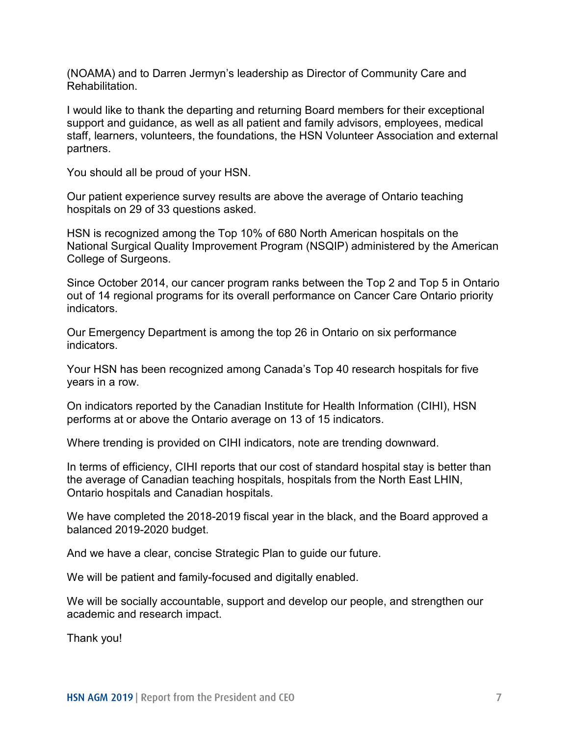(NOAMA) and to Darren Jermyn's leadership as Director of Community Care and Rehabilitation.

I would like to thank the departing and returning Board members for their exceptional support and guidance, as well as all patient and family advisors, employees, medical staff, learners, volunteers, the foundations, the HSN Volunteer Association and external partners.

You should all be proud of your HSN.

Our patient experience survey results are above the average of Ontario teaching hospitals on 29 of 33 questions asked.

HSN is recognized among the Top 10% of 680 North American hospitals on the National Surgical Quality Improvement Program (NSQIP) administered by the American College of Surgeons.

Since October 2014, our cancer program ranks between the Top 2 and Top 5 in Ontario out of 14 regional programs for its overall performance on Cancer Care Ontario priority indicators.

Our Emergency Department is among the top 26 in Ontario on six performance indicators.

Your HSN has been recognized among Canada's Top 40 research hospitals for five years in a row.

On indicators reported by the Canadian Institute for Health Information (CIHI), HSN performs at or above the Ontario average on 13 of 15 indicators.

Where trending is provided on CIHI indicators, note are trending downward.

In terms of efficiency, CIHI reports that our cost of standard hospital stay is better than the average of Canadian teaching hospitals, hospitals from the North East LHIN, Ontario hospitals and Canadian hospitals.

We have completed the 2018-2019 fiscal year in the black, and the Board approved a balanced 2019-2020 budget.

And we have a clear, concise Strategic Plan to guide our future.

We will be patient and family-focused and digitally enabled.

We will be socially accountable, support and develop our people, and strengthen our academic and research impact.

Thank you!